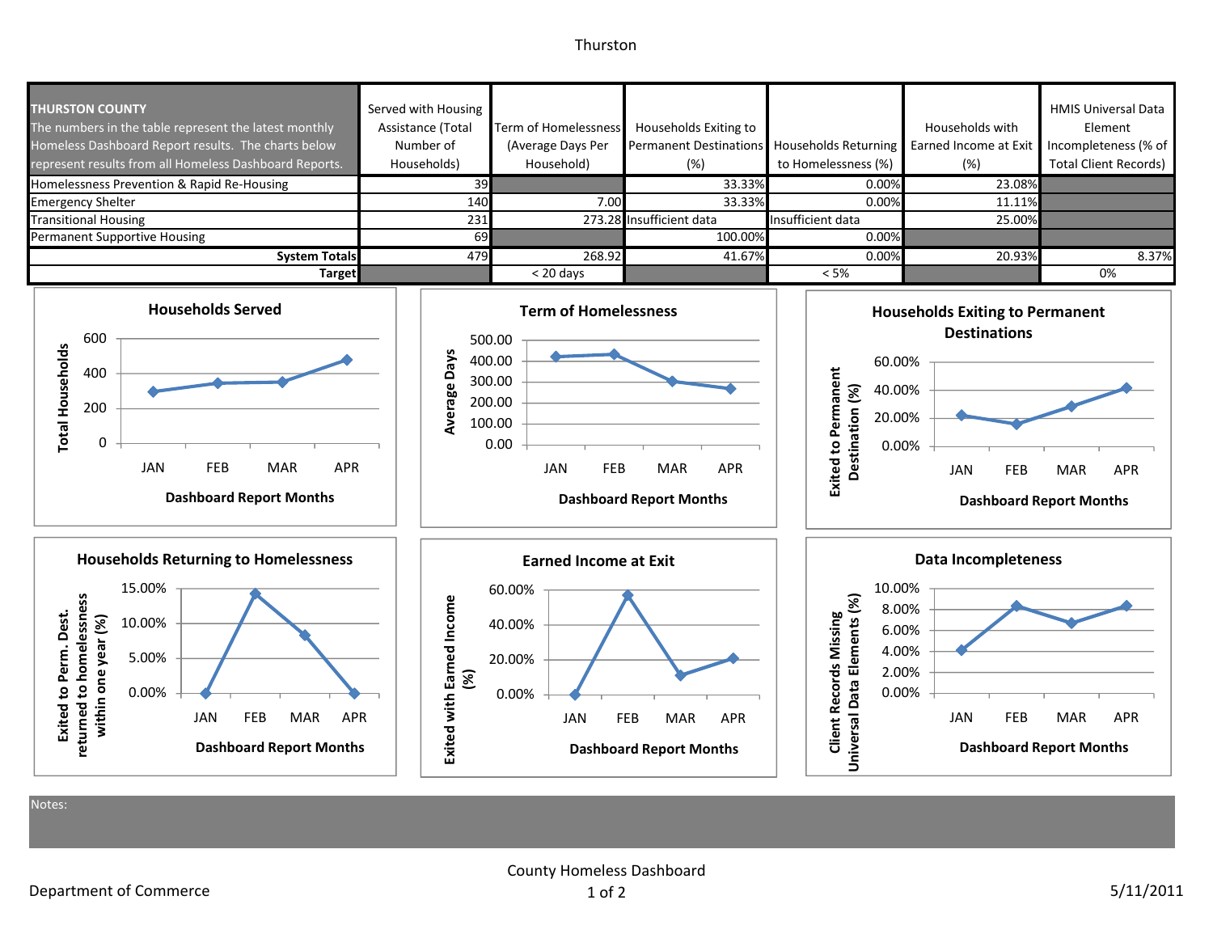Thurston

| **THURSTON COUNTY** The numbers in the table represent the latest monthly Homeless Dashboard Report results. The charts below represent results from all Homeless Dashboard Reports. | Served with Housing Assistance (Total Number of Households) | Term of Homelessness (Average Days Per Household) | Households Exiting to Permanent Destinations (%) | Households Returning to Homelessness (%) | Households with Earned Income at Exit (%) | HMIS Universal Data Element Incompleteness (% of Total Client Records) |
|---|---|---|---|---|---|---|
| Homelessness Prevention & Rapid Re-Housing | 39 | | 33.33% | 0.00% | 23.08% | |
| Emergency Shelter | 140 | 7.00 | 33.33% | 0.00% | 11.11% | |
| Transitional Housing | 231 | 273.28 | Insufficient data | Insufficient data | 25.00% | |
| Permanent Supportive Housing | 69 | | 100.00% | 0.00% | | |
| **System Totals** | 479 | 268.92 | 41.67% | 0.00% | 20.93% | 8.37% |
| **Target** | | < 20 days | | < 5% | | 0% |

**Households Served**

Total Households by Dashboard Report Months (JAN, FEB, MAR, APR)

**Term of Homelessness**

Average Days by Dashboard Report Months (JAN, FEB, MAR, APR)

**Households Exiting to Permanent Destinations**

Exited to Permanent Destination (%) by Dashboard Report Months (JAN, FEB, MAR, APR)

**Households Returning to Homelessness**

Exited to Perm. Dest. returned to homelessness within one year (%) by Dashboard Report Months (JAN, FEB, MAR, APR)

**Earned Income at Exit**

Exited with Earned Income (%) by Dashboard Report Months (JAN, FEB, MAR, APR)

**Data Incompleteness**

Client Records Missing Universal Data Elements (%) by Dashboard Report Months (JAN, FEB, MAR, APR)

Notes:

Department of Commerce

County Homeless Dashboard

5/11/2011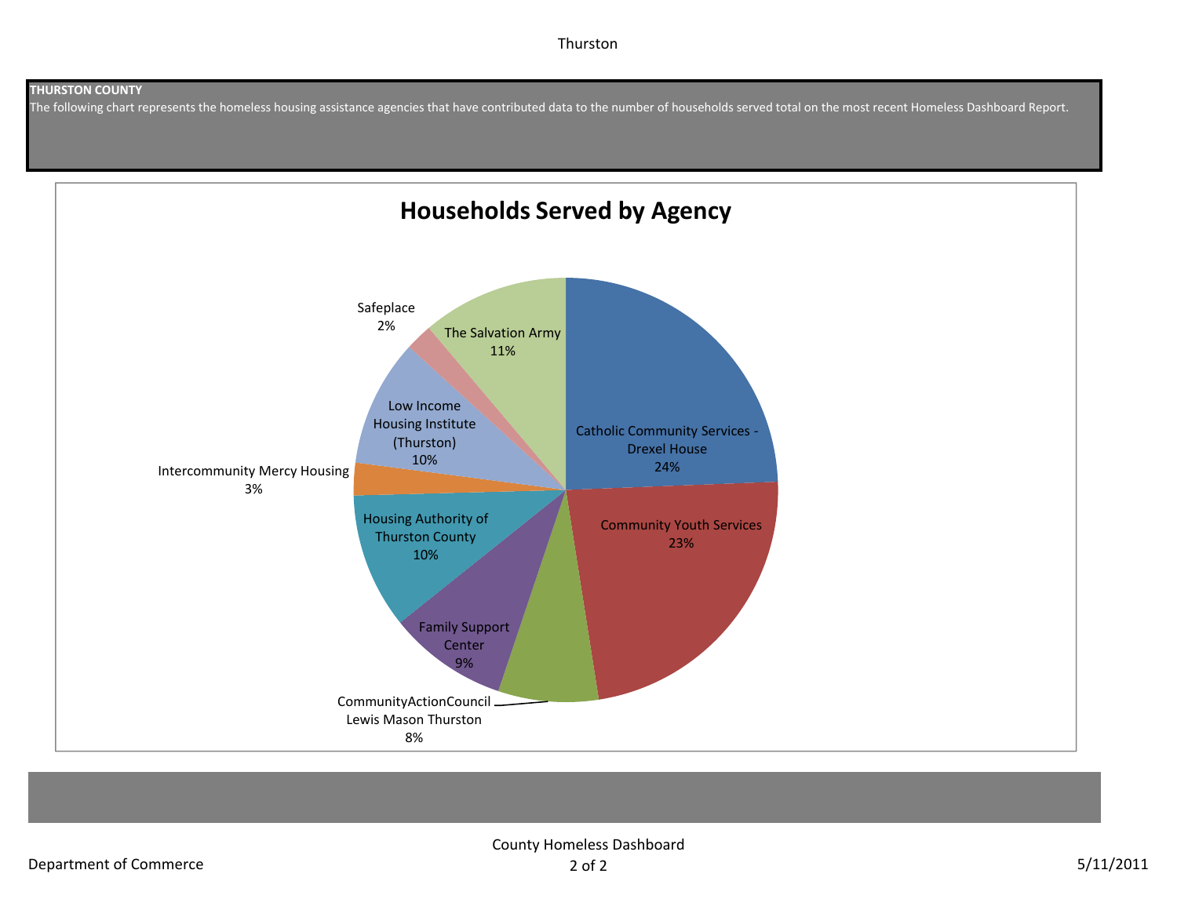Thurston

**THURSTON COUNTY**

The following chart represents the homeless housing assistance agencies that have contributed data to the number of households served total on the most recent Homeless Dashboard Report.

## Households Served by Agency

Catholic Community Services - Drexel House
24%

Community Youth Services
23%

CommunityActionCouncil Lewis Mason Thurston
8%

Family Support Center
9%

Housing Authority of Thurston County
10%

Intercommunity Mercy Housing
3%

Low Income Housing Institute (Thurston)
10%

Safeplace
2%

The Salvation Army
11%

Department of Commerce

County Homeless Dashboard

5/11/2011